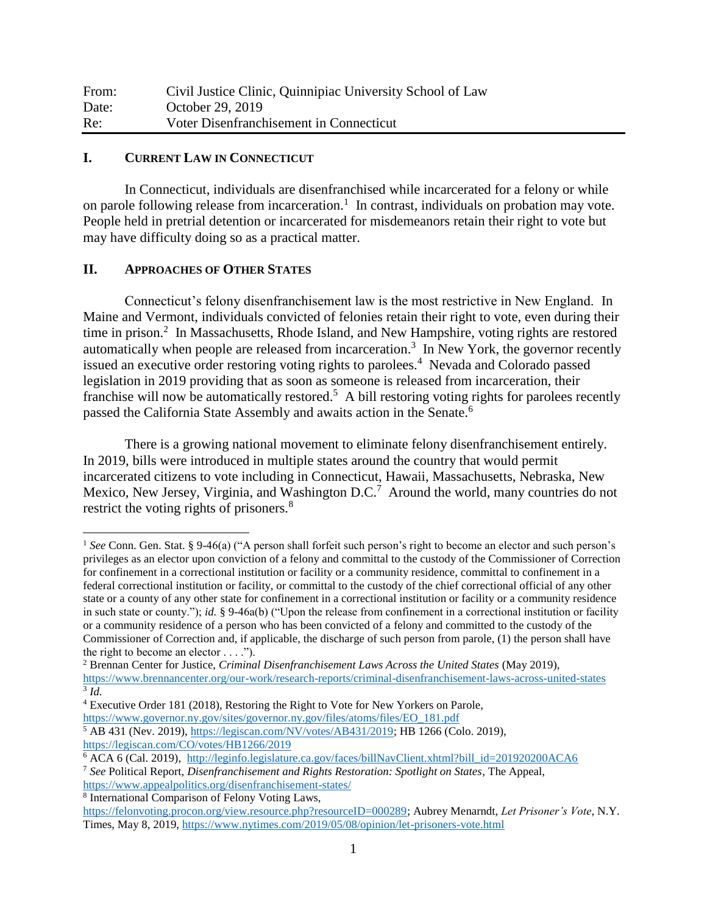| | |
|---|---|
| From: | Civil Justice Clinic, Quinnipiac University School of Law |
| Date: | October 29, 2019 |
| Re: | Voter Disenfranchisement in Connecticut |

## I. CURRENT LAW IN CONNECTICUT

In Connecticut, individuals are disenfranchised while incarcerated for a felony or while on parole following release from incarceration.[1] In contrast, individuals on probation may vote. People held in pretrial detention or incarcerated for misdemeanors retain their right to vote but may have difficulty doing so as a practical matter.

## II. APPROACHES OF OTHER STATES

Connecticut's felony disenfranchisement law is the most restrictive in New England. In Maine and Vermont, individuals convicted of felonies retain their right to vote, even during their time in prison.[2] In Massachusetts, Rhode Island, and New Hampshire, voting rights are restored automatically when people are released from incarceration.[3] In New York, the governor recently issued an executive order restoring voting rights to parolees.[4] Nevada and Colorado passed legislation in 2019 providing that as soon as someone is released from incarceration, their franchise will now be automatically restored.[5] A bill restoring voting rights for parolees recently passed the California State Assembly and awaits action in the Senate.[6]

There is a growing national movement to eliminate felony disenfranchisement entirely. In 2019, bills were introduced in multiple states around the country that would permit incarcerated citizens to vote including in Connecticut, Hawaii, Massachusetts, Nebraska, New Mexico, New Jersey, Virginia, and Washington D.C.[7] Around the world, many countries do not restrict the voting rights of prisoners.[8]

---

[1] *See* Conn. Gen. Stat. § 9-46(a) ("A person shall forfeit such person's right to become an elector and such person's privileges as an elector upon conviction of a felony and committal to the custody of the Commissioner of Correction for confinement in a correctional institution or facility or a community residence, committal to confinement in a federal correctional institution or facility, or committal to the custody of the chief correctional official of any other state or a county of any other state for confinement in a correctional institution or facility or a community residence in such state or county."); *id.* § 9-46a(b) ("Upon the release from confinement in a correctional institution or facility or a community residence of a person who has been convicted of a felony and committed to the custody of the Commissioner of Correction and, if applicable, the discharge of such person from parole, (1) the person shall have the right to become an elector . . . .").

[2] Brennan Center for Justice, *Criminal Disenfranchisement Laws Across the United States* (May 2019), https://www.brennancenter.org/our-work/research-reports/criminal-disenfranchisement-laws-across-united-states

[3] *Id.*

[4] Executive Order 181 (2018), Restoring the Right to Vote for New Yorkers on Parole, https://www.governor.ny.gov/sites/governor.ny.gov/files/atoms/files/EO_181.pdf

[5] AB 431 (Nev. 2019), https://legiscan.com/NV/votes/AB431/2019; HB 1266 (Colo. 2019), https://legiscan.com/CO/votes/HB1266/2019

[6] ACA 6 (Cal. 2019), http://leginfo.legislature.ca.gov/faces/billNavClient.xhtml?bill_id=201920200ACA6

[7] *See* Political Report, *Disenfranchisement and Rights Restoration: Spotlight on States*, The Appeal, https://www.appealpolitics.org/disenfranchisement-states/

[8] International Comparison of Felony Voting Laws, https://felonvoting.procon.org/view.resource.php?resourceID=000289; Aubrey Menarndt, *Let Prisoner's Vote*, N.Y. Times, May 8, 2019, https://www.nytimes.com/2019/05/08/opinion/let-prisoners-vote.html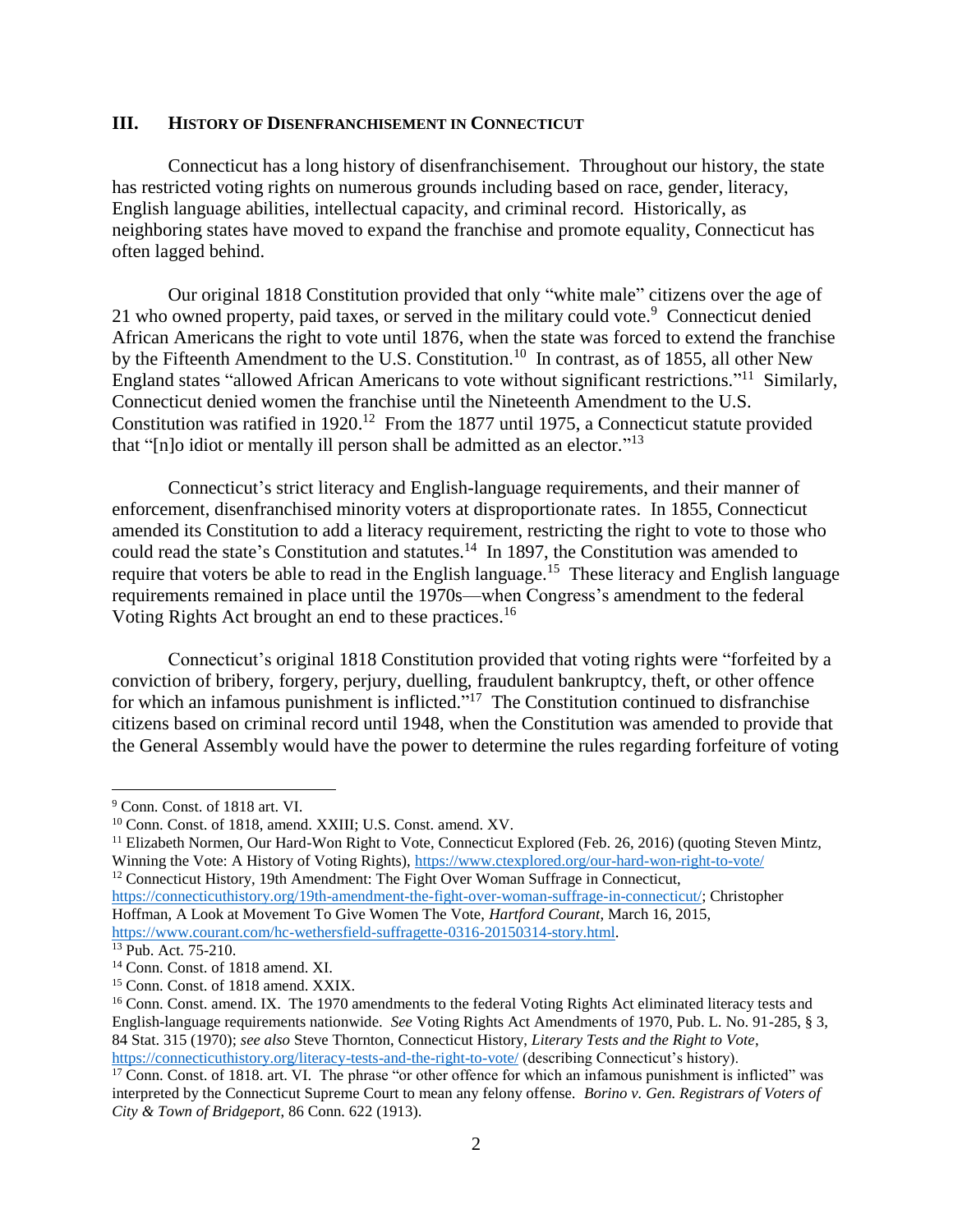## III. History of Disenfranchisement in Connecticut

Connecticut has a long history of disenfranchisement. Throughout our history, the state has restricted voting rights on numerous grounds including based on race, gender, literacy, English language abilities, intellectual capacity, and criminal record. Historically, as neighboring states have moved to expand the franchise and promote equality, Connecticut has often lagged behind.

Our original 1818 Constitution provided that only "white male" citizens over the age of 21 who owned property, paid taxes, or served in the military could vote.[9] Connecticut denied African Americans the right to vote until 1876, when the state was forced to extend the franchise by the Fifteenth Amendment to the U.S. Constitution.[10] In contrast, as of 1855, all other New England states "allowed African Americans to vote without significant restrictions."[11] Similarly, Connecticut denied women the franchise until the Nineteenth Amendment to the U.S. Constitution was ratified in 1920.[12] From the 1877 until 1975, a Connecticut statute provided that "[n]o idiot or mentally ill person shall be admitted as an elector."[13]

Connecticut's strict literacy and English-language requirements, and their manner of enforcement, disenfranchised minority voters at disproportionate rates. In 1855, Connecticut amended its Constitution to add a literacy requirement, restricting the right to vote to those who could read the state's Constitution and statutes.[14] In 1897, the Constitution was amended to require that voters be able to read in the English language.[15] These literacy and English language requirements remained in place until the 1970s—when Congress's amendment to the federal Voting Rights Act brought an end to these practices.[16]

Connecticut's original 1818 Constitution provided that voting rights were "forfeited by a conviction of bribery, forgery, perjury, duelling, fraudulent bankruptcy, theft, or other offence for which an infamous punishment is inflicted."[17] The Constitution continued to disfranchise citizens based on criminal record until 1948, when the Constitution was amended to provide that the General Assembly would have the power to determine the rules regarding forfeiture of voting

---

[9] Conn. Const. of 1818 art. VI.

[10] Conn. Const. of 1818, amend. XXIII; U.S. Const. amend. XV.

[11] Elizabeth Normen, Our Hard-Won Right to Vote, Connecticut Explored (Feb. 26, 2016) (quoting Steven Mintz, Winning the Vote: A History of Voting Rights), https://www.ctexplored.org/our-hard-won-right-to-vote/

[12] Connecticut History, 19th Amendment: The Fight Over Woman Suffrage in Connecticut, https://connecticuthistory.org/19th-amendment-the-fight-over-woman-suffrage-in-connecticut/; Christopher Hoffman, A Look at Movement To Give Women The Vote, *Hartford Courant*, March 16, 2015, https://www.courant.com/hc-wethersfield-suffragette-0316-20150314-story.html.

[13] Pub. Act. 75-210.

[14] Conn. Const. of 1818 amend. XI.

[15] Conn. Const. of 1818 amend. XXIX.

[16] Conn. Const. amend. IX. The 1970 amendments to the federal Voting Rights Act eliminated literacy tests and English-language requirements nationwide. *See* Voting Rights Act Amendments of 1970, Pub. L. No. 91-285, § 3, 84 Stat. 315 (1970); *see also* Steve Thornton, Connecticut History, *Literary Tests and the Right to Vote*, https://connecticuthistory.org/literacy-tests-and-the-right-to-vote/ (describing Connecticut's history).

[17] Conn. Const. of 1818. art. VI. The phrase "or other offence for which an infamous punishment is inflicted" was interpreted by the Connecticut Supreme Court to mean any felony offense. *Borino v. Gen. Registrars of Voters of City & Town of Bridgeport*, 86 Conn. 622 (1913).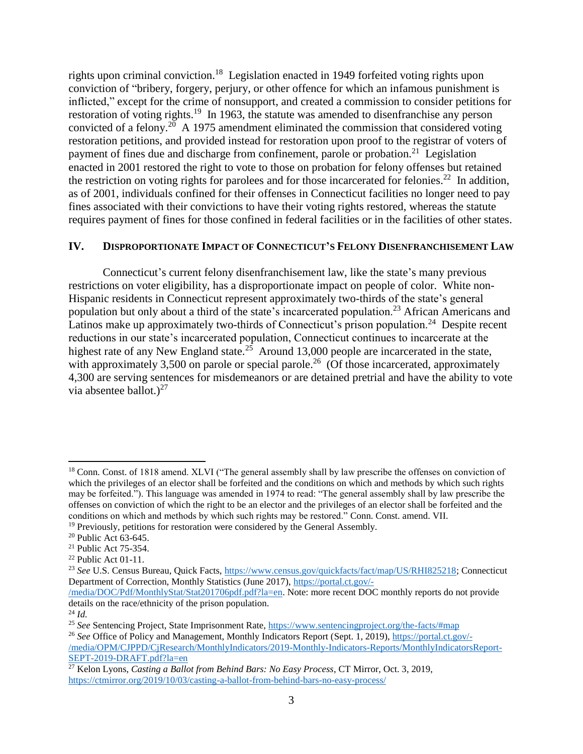rights upon criminal conviction.[18] Legislation enacted in 1949 forfeited voting rights upon conviction of "bribery, forgery, perjury, or other offence for which an infamous punishment is inflicted," except for the crime of nonsupport, and created a commission to consider petitions for restoration of voting rights.[19] In 1963, the statute was amended to disenfranchise any person convicted of a felony.[20] A 1975 amendment eliminated the commission that considered voting restoration petitions, and provided instead for restoration upon proof to the registrar of voters of payment of fines due and discharge from confinement, parole or probation.[21] Legislation enacted in 2001 restored the right to vote to those on probation for felony offenses but retained the restriction on voting rights for parolees and for those incarcerated for felonies.[22] In addition, as of 2001, individuals confined for their offenses in Connecticut facilities no longer need to pay fines associated with their convictions to have their voting rights restored, whereas the statute requires payment of fines for those confined in federal facilities or in the facilities of other states.

## IV. Disproportionate Impact of Connecticut's Felony Disenfranchisement Law

Connecticut's current felony disenfranchisement law, like the state's many previous restrictions on voter eligibility, has a disproportionate impact on people of color. White non-Hispanic residents in Connecticut represent approximately two-thirds of the state's general population but only about a third of the state's incarcerated population.[23] African Americans and Latinos make up approximately two-thirds of Connecticut's prison population.[24] Despite recent reductions in our state's incarcerated population, Connecticut continues to incarcerate at the highest rate of any New England state.[25] Around 13,000 people are incarcerated in the state, with approximately 3,500 on parole or special parole.[26] (Of those incarcerated, approximately 4,300 are serving sentences for misdemeanors or are detained pretrial and have the ability to vote via absentee ballot.)[27]

---

[18] Conn. Const. of 1818 amend. XLVI ("The general assembly shall by law prescribe the offenses on conviction of which the privileges of an elector shall be forfeited and the conditions on which and methods by which such rights may be forfeited."). This language was amended in 1974 to read: "The general assembly shall by law prescribe the offenses on conviction of which the right to be an elector and the privileges of an elector shall be forfeited and the conditions on which and methods by which such rights may be restored." Conn. Const. amend. VII.

[19] Previously, petitions for restoration were considered by the General Assembly.

[20] Public Act 63-645.

[21] Public Act 75-354.

[22] Public Act 01-11.

[23] *See* U.S. Census Bureau, Quick Facts, https://www.census.gov/quickfacts/fact/map/US/RHI825218; Connecticut Department of Correction, Monthly Statistics (June 2017), https://portal.ct.gov/-/media/DOC/Pdf/MonthlyStat/Stat201706pdf.pdf?la=en. Note: more recent DOC monthly reports do not provide details on the race/ethnicity of the prison population.

[24] *Id.*

[25] *See* Sentencing Project, State Imprisonment Rate, https://www.sentencingproject.org/the-facts/#map

[26] *See* Office of Policy and Management, Monthly Indicators Report (Sept. 1, 2019), https://portal.ct.gov/-/media/OPM/CJPPD/CjResearch/MonthlyIndicators/2019-Monthly-Indicators-Reports/MonthlyIndicatorsReport-SEPT-2019-DRAFT.pdf?la=en

[27] Kelon Lyons, *Casting a Ballot from Behind Bars: No Easy Process*, CT Mirror, Oct. 3, 2019, https://ctmirror.org/2019/10/03/casting-a-ballot-from-behind-bars-no-easy-process/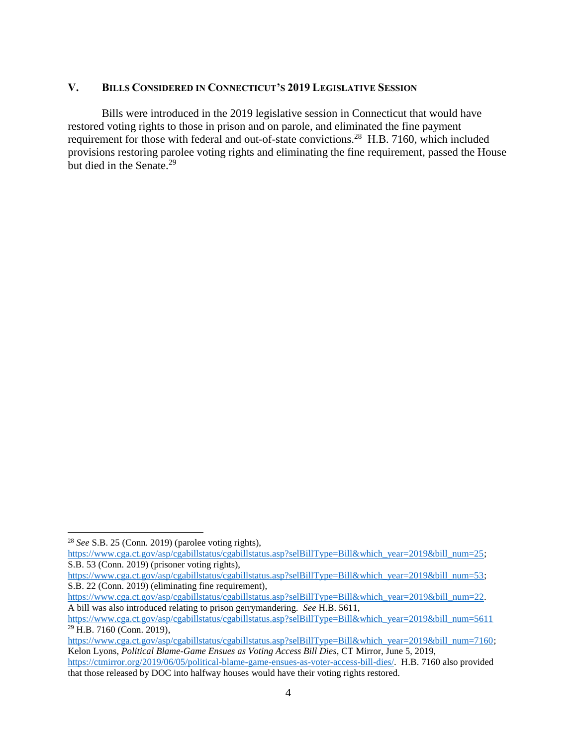## V. Bills Considered in Connecticut's 2019 Legislative Session

Bills were introduced in the 2019 legislative session in Connecticut that would have restored voting rights to those in prison and on parole, and eliminated the fine payment requirement for those with federal and out-of-state convictions.[28] H.B. 7160, which included provisions restoring parolee voting rights and eliminating the fine requirement, passed the House but died in the Senate.[29]

---

[28] *See* S.B. 25 (Conn. 2019) (parolee voting rights), https://www.cga.ct.gov/asp/cgabillstatus/cgabillstatus.asp?selBillType=Bill&which_year=2019&bill_num=25; S.B. 53 (Conn. 2019) (prisoner voting rights), https://www.cga.ct.gov/asp/cgabillstatus/cgabillstatus.asp?selBillType=Bill&which_year=2019&bill_num=53; S.B. 22 (Conn. 2019) (eliminating fine requirement), https://www.cga.ct.gov/asp/cgabillstatus/cgabillstatus.asp?selBillType=Bill&which_year=2019&bill_num=22. A bill was also introduced relating to prison gerrymandering. *See* H.B. 5611, https://www.cga.ct.gov/asp/cgabillstatus/cgabillstatus.asp?selBillType=Bill&which_year=2019&bill_num=5611

[29] H.B. 7160 (Conn. 2019), https://www.cga.ct.gov/asp/cgabillstatus/cgabillstatus.asp?selBillType=Bill&which_year=2019&bill_num=7160; Kelon Lyons, *Political Blame-Game Ensues as Voting Access Bill Dies*, CT Mirror, June 5, 2019, https://ctmirror.org/2019/06/05/political-blame-game-ensues-as-voter-access-bill-dies/. H.B. 7160 also provided that those released by DOC into halfway houses would have their voting rights restored.